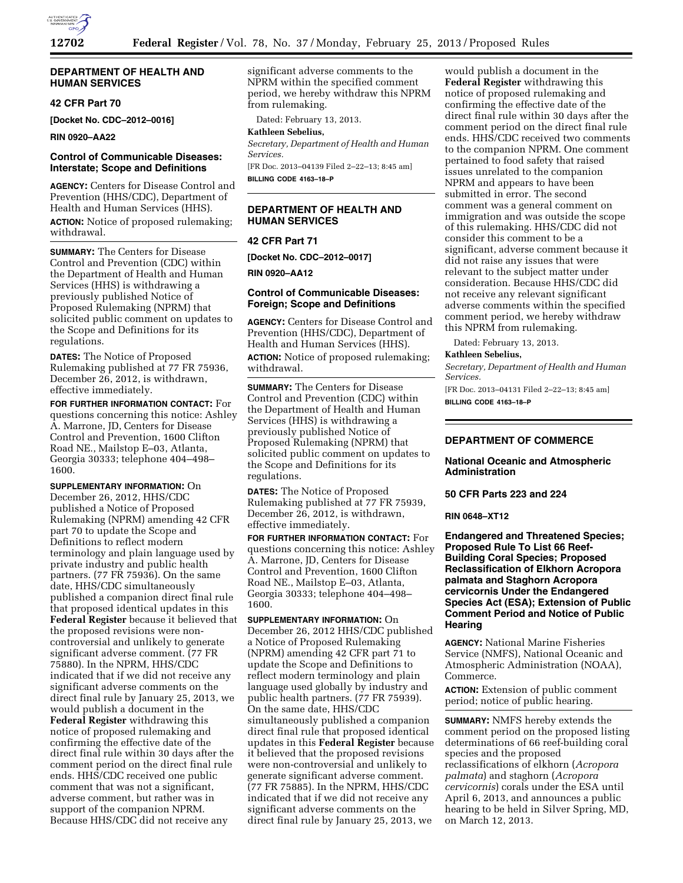## DEPARTMENT OF HEALTH AND HUMAN SERVICES

### 42 CFR Part 70

**[Docket No. CDC–2012–0016]**

**RIN 0920–AA22**

### Control of Communicable Diseases: Interstate; Scope and Definitions

**AGENCY:** Centers for Disease Control and Prevention (HHS/CDC), Department of Health and Human Services (HHS).

**ACTION:** Notice of proposed rulemaking; withdrawal.

**SUMMARY:** The Centers for Disease Control and Prevention (CDC) within the Department of Health and Human Services (HHS) is withdrawing a previously published Notice of Proposed Rulemaking (NPRM) that solicited public comment on updates to the Scope and Definitions for its regulations.

**DATES:** The Notice of Proposed Rulemaking published at 77 FR 75936, December 26, 2012, is withdrawn, effective immediately.

**FOR FURTHER INFORMATION CONTACT:** For questions concerning this notice: Ashley A. Marrone, JD, Centers for Disease Control and Prevention, 1600 Clifton Road NE., Mailstop E–03, Atlanta, Georgia 30333; telephone 404–498–1600.

**SUPPLEMENTARY INFORMATION:** On December 26, 2012, HHS/CDC published a Notice of Proposed Rulemaking (NPRM) amending 42 CFR part 70 to update the Scope and Definitions to reflect modern terminology and plain language used by private industry and public health partners. (77 FR 75936). On the same date, HHS/CDC simultaneously published a companion direct final rule that proposed identical updates in this **Federal Register** because it believed that the proposed revisions were non-controversial and unlikely to generate significant adverse comment. (77 FR 75880). In the NPRM, HHS/CDC indicated that if we did not receive any significant adverse comments on the direct final rule by January 25, 2013, we would publish a document in the **Federal Register** withdrawing this notice of proposed rulemaking and confirming the effective date of the direct final rule within 30 days after the comment period on the direct final rule ends. HHS/CDC received one public comment that was not a significant, adverse comment, but rather was in support of the companion NPRM. Because HHS/CDC did not receive any significant adverse comments to the NPRM within the specified comment period, we hereby withdraw this NPRM from rulemaking.

Dated: February 13, 2013.

**Kathleen Sebelius,**

*Secretary, Department of Health and Human Services.*

[FR Doc. 2013–04139 Filed 2–22–13; 8:45 am]

**BILLING CODE 4163–18–P**

## DEPARTMENT OF HEALTH AND HUMAN SERVICES

### 42 CFR Part 71

**[Docket No. CDC–2012–0017]**

**RIN 0920–AA12**

### Control of Communicable Diseases: Foreign; Scope and Definitions

**AGENCY:** Centers for Disease Control and Prevention (HHS/CDC), Department of Health and Human Services (HHS).

**ACTION:** Notice of proposed rulemaking; withdrawal.

**SUMMARY:** The Centers for Disease Control and Prevention (CDC) within the Department of Health and Human Services (HHS) is withdrawing a previously published Notice of Proposed Rulemaking (NPRM) that solicited public comment on updates to the Scope and Definitions for its regulations.

**DATES:** The Notice of Proposed Rulemaking published at 77 FR 75939, December 26, 2012, is withdrawn, effective immediately.

**FOR FURTHER INFORMATION CONTACT:** For questions concerning this notice: Ashley A. Marrone, JD, Centers for Disease Control and Prevention, 1600 Clifton Road NE., Mailstop E–03, Atlanta, Georgia 30333; telephone 404–498–1600.

**SUPPLEMENTARY INFORMATION:** On December 26, 2012 HHS/CDC published a Notice of Proposed Rulemaking (NPRM) amending 42 CFR part 71 to update the Scope and Definitions to reflect modern terminology and plain language used globally by industry and public health partners. (77 FR 75939). On the same date, HHS/CDC simultaneously published a companion direct final rule that proposed identical updates in this **Federal Register** because it believed that the proposed revisions were non-controversial and unlikely to generate significant adverse comment. (77 FR 75885). In the NPRM, HHS/CDC indicated that if we did not receive any significant adverse comments on the direct final rule by January 25, 2013, we would publish a document in the **Federal Register** withdrawing this notice of proposed rulemaking and confirming the effective date of the direct final rule within 30 days after the comment period on the direct final rule ends. HHS/CDC received two comments to the companion NPRM. One comment pertained to food safety that raised issues unrelated to the companion NPRM and appears to have been submitted in error. The second comment was a general comment on immigration and was outside the scope of this rulemaking. HHS/CDC did not consider this comment to be a significant, adverse comment because it did not raise any issues that were relevant to the subject matter under consideration. Because HHS/CDC did not receive any relevant significant adverse comments within the specified comment period, we hereby withdraw this NPRM from rulemaking.

Dated: February 13, 2013.

**Kathleen Sebelius,**

*Secretary, Department of Health and Human Services.*

[FR Doc. 2013–04131 Filed 2–22–13; 8:45 am]

**BILLING CODE 4163–18–P**

## DEPARTMENT OF COMMERCE

### National Oceanic and Atmospheric Administration

### 50 CFR Parts 223 and 224

**RIN 0648–XT12**

### Endangered and Threatened Species; Proposed Rule To List 66 Reef-Building Coral Species; Proposed Reclassification of Elkhorn Acropora palmata and Staghorn Acropora cervicornis Under the Endangered Species Act (ESA); Extension of Public Comment Period and Notice of Public Hearing

**AGENCY:** National Marine Fisheries Service (NMFS), National Oceanic and Atmospheric Administration (NOAA), Commerce.

**ACTION:** Extension of public comment period; notice of public hearing.

**SUMMARY:** NMFS hereby extends the comment period on the proposed listing determinations of 66 reef-building coral species and the proposed reclassifications of elkhorn (*Acropora palmata*) and staghorn (*Acropora cervicornis*) corals under the ESA until April 6, 2013, and announces a public hearing to be held in Silver Spring, MD, on March 12, 2013.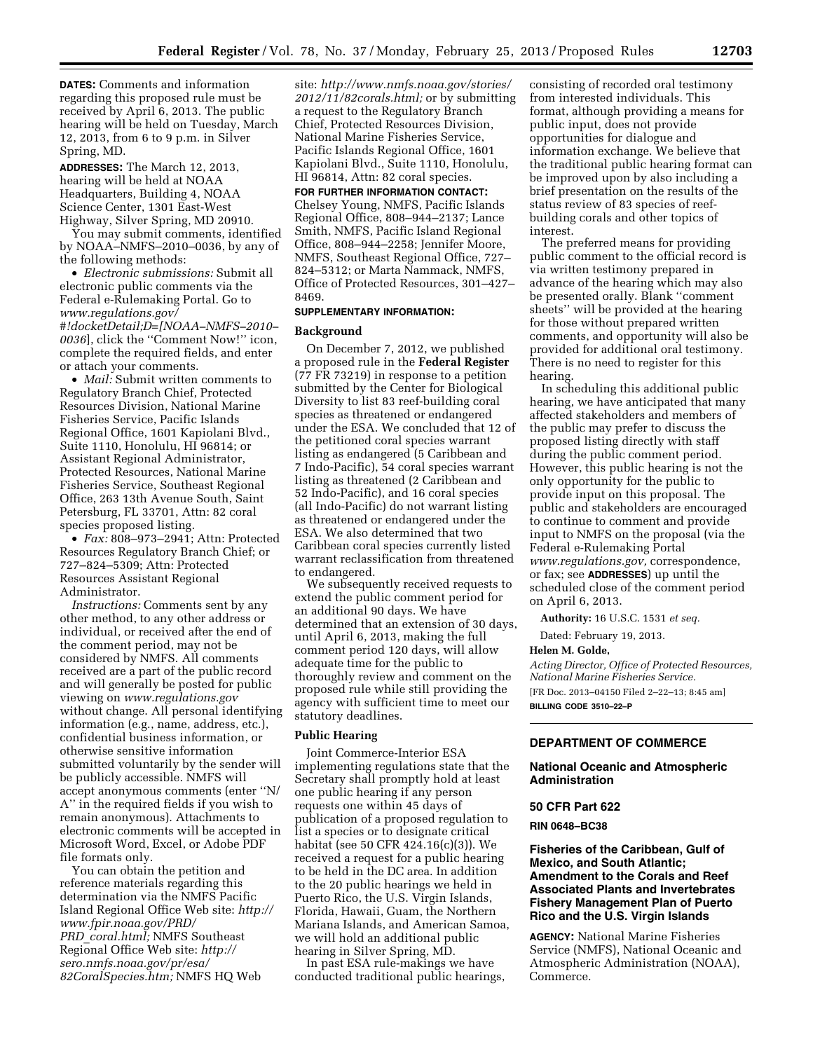**DATES:** Comments and information regarding this proposed rule must be received by April 6, 2013. The public hearing will be held on Tuesday, March 12, 2013, from 6 to 9 p.m. in Silver Spring, MD.

**ADDRESSES:** The March 12, 2013, hearing will be held at NOAA Headquarters, Building 4, NOAA Science Center, 1301 East-West Highway, Silver Spring, MD 20910.

You may submit comments, identified by NOAA–NMFS–2010–0036, by any of the following methods:

- *Electronic submissions:* Submit all electronic public comments via the Federal e-Rulemaking Portal. Go to *www.regulations.gov/#!docketDetail;D=[NOAA–NMFS–2010–0036]*, click the ''Comment Now!'' icon, complete the required fields, and enter or attach your comments.
- *Mail:* Submit written comments to Regulatory Branch Chief, Protected Resources Division, National Marine Fisheries Service, Pacific Islands Regional Office, 1601 Kapiolani Blvd., Suite 1110, Honolulu, HI 96814; or Assistant Regional Administrator, Protected Resources, National Marine Fisheries Service, Southeast Regional Office, 263 13th Avenue South, Saint Petersburg, FL 33701, Attn: 82 coral species proposed listing.
- *Fax:* 808–973–2941; Attn: Protected Resources Regulatory Branch Chief; or 727–824–5309; Attn: Protected Resources Assistant Regional Administrator.

*Instructions:* Comments sent by any other method, to any other address or individual, or received after the end of the comment period, may not be considered by NMFS. All comments received are a part of the public record and will generally be posted for public viewing on *www.regulations.gov* without change. All personal identifying information (e.g., name, address, etc.), confidential business information, or otherwise sensitive information submitted voluntarily by the sender will be publicly accessible. NMFS will accept anonymous comments (enter ''N/A'' in the required fields if you wish to remain anonymous). Attachments to electronic comments will be accepted in Microsoft Word, Excel, or Adobe PDF file formats only.

You can obtain the petition and reference materials regarding this determination via the NMFS Pacific Island Regional Office Web site: *http://www.fpir.noaa.gov/PRD/PRD_coral.html;* NMFS Southeast Regional Office Web site: *http://sero.nmfs.noaa.gov/pr/esa/82CoralSpecies.htm;* NMFS HQ Web site: *http://www.nmfs.noaa.gov/stories/2012/11/82corals.html;* or by submitting a request to the Regulatory Branch Chief, Protected Resources Division, National Marine Fisheries Service, Pacific Islands Regional Office, 1601 Kapiolani Blvd., Suite 1110, Honolulu, HI 96814, Attn: 82 coral species.

**FOR FURTHER INFORMATION CONTACT:** Chelsey Young, NMFS, Pacific Islands Regional Office, 808–944–2137; Lance Smith, NMFS, Pacific Island Regional Office, 808–944–2258; Jennifer Moore, NMFS, Southeast Regional Office, 727–824–5312; or Marta Nammack, NMFS, Office of Protected Resources, 301–427–8469.

**SUPPLEMENTARY INFORMATION:**

## Background

On December 7, 2012, we published a proposed rule in the **Federal Register** (77 FR 73219) in response to a petition submitted by the Center for Biological Diversity to list 83 reef-building coral species as threatened or endangered under the ESA. We concluded that 12 of the petitioned coral species warrant listing as endangered (5 Caribbean and 7 Indo-Pacific), 54 coral species warrant listing as threatened (2 Caribbean and 52 Indo-Pacific), and 16 coral species (all Indo-Pacific) do not warrant listing as threatened or endangered under the ESA. We also determined that two Caribbean coral species currently listed warrant reclassification from threatened to endangered.

We subsequently received requests to extend the public comment period for an additional 90 days. We have determined that an extension of 30 days, until April 6, 2013, making the full comment period 120 days, will allow adequate time for the public to thoroughly review and comment on the proposed rule while still providing the agency with sufficient time to meet our statutory deadlines.

## Public Hearing

Joint Commerce-Interior ESA implementing regulations state that the Secretary shall promptly hold at least one public hearing if any person requests one within 45 days of publication of a proposed regulation to list a species or to designate critical habitat (see 50 CFR 424.16(c)(3)). We received a request for a public hearing to be held in the DC area. In addition to the 20 public hearings we held in Puerto Rico, the U.S. Virgin Islands, Florida, Hawaii, Guam, the Northern Mariana Islands, and American Samoa, we will hold an additional public hearing in Silver Spring, MD.

In past ESA rule-makings we have conducted traditional public hearings, consisting of recorded oral testimony from interested individuals. This format, although providing a means for public input, does not provide opportunities for dialogue and information exchange. We believe that the traditional public hearing format can be improved upon by also including a brief presentation on the results of the status review of 83 species of reef-building corals and other topics of interest.

The preferred means for providing public comment to the official record is via written testimony prepared in advance of the hearing which may also be presented orally. Blank ''comment sheets'' will be provided at the hearing for those without prepared written comments, and opportunity will also be provided for additional oral testimony. There is no need to register for this hearing.

In scheduling this additional public hearing, we have anticipated that many affected stakeholders and members of the public may prefer to discuss the proposed listing directly with staff during the public comment period. However, this public hearing is not the only opportunity for the public to provide input on this proposal. The public and stakeholders are encouraged to continue to comment and provide input to NMFS on the proposal (via the Federal e-Rulemaking Portal *www.regulations.gov,* correspondence, or fax; see **ADDRESSES**) up until the scheduled close of the comment period on April 6, 2013.

**Authority:** 16 U.S.C. 1531 *et seq.*

Dated: February 19, 2013.

**Helen M. Golde,**

*Acting Director, Office of Protected Resources, National Marine Fisheries Service.*

[FR Doc. 2013–04150 Filed 2–22–13; 8:45 am]

**BILLING CODE 3510–22–P**

---

## DEPARTMENT OF COMMERCE

## National Oceanic and Atmospheric Administration

## 50 CFR Part 622

**RIN 0648–BC38**

## Fisheries of the Caribbean, Gulf of Mexico, and South Atlantic; Amendment to the Corals and Reef Associated Plants and Invertebrates Fishery Management Plan of Puerto Rico and the U.S. Virgin Islands

**AGENCY:** National Marine Fisheries Service (NMFS), National Oceanic and Atmospheric Administration (NOAA), Commerce.